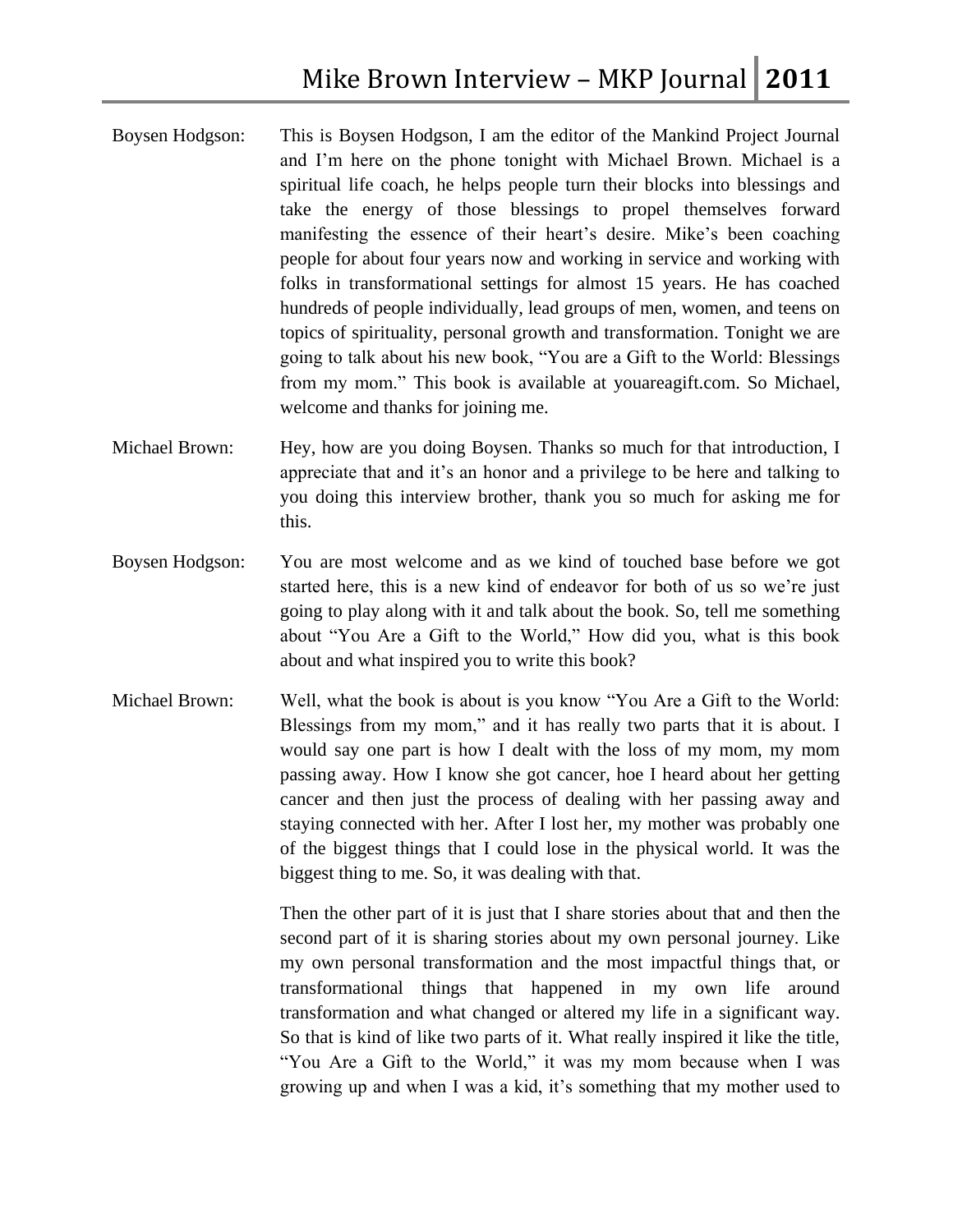**Boysen Hodgson:** This is Boysen Hodgson, I am the editor of the Mankind Project Journal and I'm here on the phone tonight with Michael Brown. Michael is a spiritual life coach, he helps people turn their blocks into blessings and take the energy of those blessings to propel themselves forward manifesting the essence of their heart's desire. Mike's been coaching people for about four years now and working in service and working with folks in transformational settings for almost 15 years. He has coached hundreds of people individually, lead groups of men, women, and teens on topics of spirituality, personal growth and transformation. Tonight we are going to talk about his new book, "You are a Gift to the World: Blessings from my mom." This book is available at youareagift.com. So Michael, welcome and thanks for joining me.

**Michael Brown:** Hey, how are you doing Boysen. Thanks so much for that introduction, I appreciate that and it's an honor and a privilege to be here and talking to you doing this interview brother, thank you so much for asking me for this.

**Boysen Hodgson:** You are most welcome and as we kind of touched base before we got started here, this is a new kind of endeavor for both of us so we're just going to play along with it and talk about the book. So, tell me something about "You Are a Gift to the World," How did you, what is this book about and what inspired you to write this book?

**Michael Brown:** Well, what the book is about is you know "You Are a Gift to the World: Blessings from my mom," and it has really two parts that it is about. I would say one part is how I dealt with the loss of my mom, my mom passing away. How I know she got cancer, hoe I heard about her getting cancer and then just the process of dealing with her passing away and staying connected with her. After I lost her, my mother was probably one of the biggest things that I could lose in the physical world. It was the biggest thing to me. So, it was dealing with that.

Then the other part of it is just that I share stories about that and then the second part of it is sharing stories about my own personal journey. Like my own personal transformation and the most impactful things that, or transformational things that happened in my own life around transformation and what changed or altered my life in a significant way. So that is kind of like two parts of it. What really inspired it like the title, "You Are a Gift to the World," it was my mom because when I was growing up and when I was a kid, it's something that my mother used to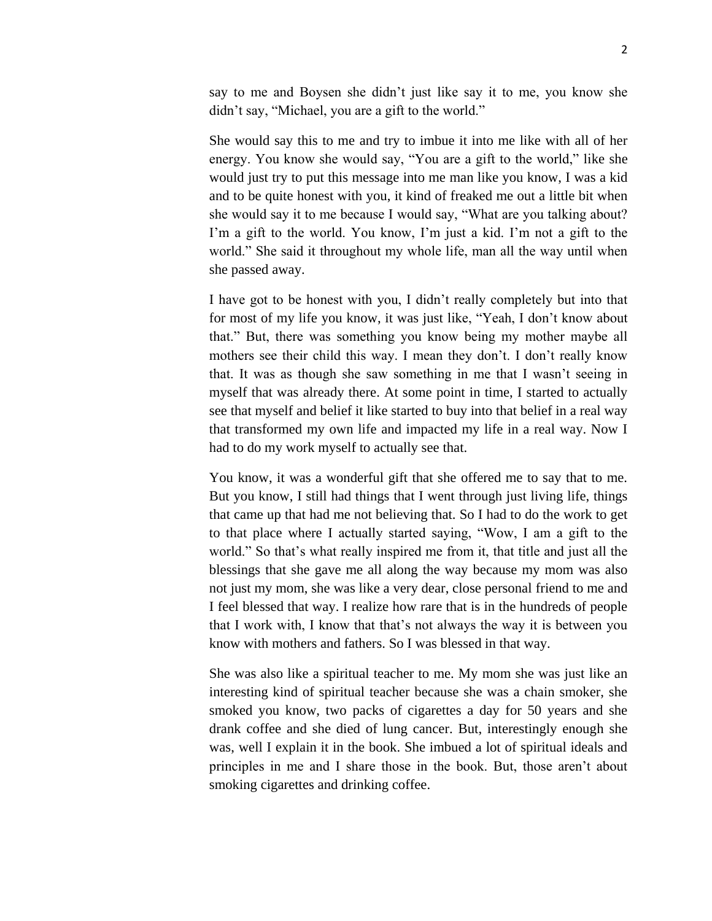say to me and Boysen she didn't just like say it to me, you know she didn't say, "Michael, you are a gift to the world."

She would say this to me and try to imbue it into me like with all of her energy. You know she would say, "You are a gift to the world," like she would just try to put this message into me man like you know, I was a kid and to be quite honest with you, it kind of freaked me out a little bit when she would say it to me because I would say, "What are you talking about? I'm a gift to the world. You know, I'm just a kid. I'm not a gift to the world." She said it throughout my whole life, man all the way until when she passed away.

I have got to be honest with you, I didn't really completely but into that for most of my life you know, it was just like, "Yeah, I don't know about that." But, there was something you know being my mother maybe all mothers see their child this way. I mean they don't. I don't really know that. It was as though she saw something in me that I wasn't seeing in myself that was already there. At some point in time, I started to actually see that myself and belief it like started to buy into that belief in a real way that transformed my own life and impacted my life in a real way. Now I had to do my work myself to actually see that.

You know, it was a wonderful gift that she offered me to say that to me. But you know, I still had things that I went through just living life, things that came up that had me not believing that. So I had to do the work to get to that place where I actually started saying, "Wow, I am a gift to the world." So that's what really inspired me from it, that title and just all the blessings that she gave me all along the way because my mom was also not just my mom, she was like a very dear, close personal friend to me and I feel blessed that way. I realize how rare that is in the hundreds of people that I work with, I know that that's not always the way it is between you know with mothers and fathers. So I was blessed in that way.

She was also like a spiritual teacher to me. My mom she was just like an interesting kind of spiritual teacher because she was a chain smoker, she smoked you know, two packs of cigarettes a day for 50 years and she drank coffee and she died of lung cancer. But, interestingly enough she was, well I explain it in the book. She imbued a lot of spiritual ideals and principles in me and I share those in the book. But, those aren't about smoking cigarettes and drinking coffee.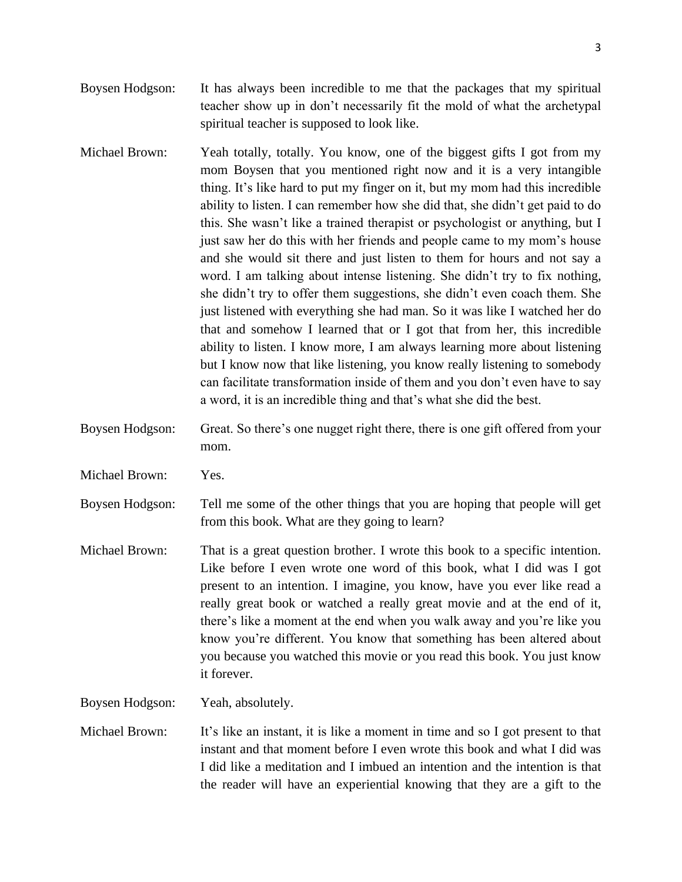Boysen Hodgson: It has always been incredible to me that the packages that my spiritual teacher show up in don't necessarily fit the mold of what the archetypal spiritual teacher is supposed to look like.

Michael Brown: Yeah totally, totally. You know, one of the biggest gifts I got from my mom Boysen that you mentioned right now and it is a very intangible thing. It's like hard to put my finger on it, but my mom had this incredible ability to listen. I can remember how she did that, she didn't get paid to do this. She wasn't like a trained therapist or psychologist or anything, but I just saw her do this with her friends and people came to my mom's house and she would sit there and just listen to them for hours and not say a word. I am talking about intense listening. She didn't try to fix nothing, she didn't try to offer them suggestions, she didn't even coach them. She just listened with everything she had man. So it was like I watched her do that and somehow I learned that or I got that from her, this incredible ability to listen. I know more, I am always learning more about listening but I know now that like listening, you know really listening to somebody can facilitate transformation inside of them and you don't even have to say a word, it is an incredible thing and that's what she did the best.

Boysen Hodgson: Great. So there's one nugget right there, there is one gift offered from your mom.

Michael Brown: Yes.

Boysen Hodgson: Tell me some of the other things that you are hoping that people will get from this book. What are they going to learn?

Michael Brown: That is a great question brother. I wrote this book to a specific intention. Like before I even wrote one word of this book, what I did was I got present to an intention. I imagine, you know, have you ever like read a really great book or watched a really great movie and at the end of it, there's like a moment at the end when you walk away and you're like you know you're different. You know that something has been altered about you because you watched this movie or you read this book. You just know it forever.

Boysen Hodgson: Yeah, absolutely.

Michael Brown: It's like an instant, it is like a moment in time and so I got present to that instant and that moment before I even wrote this book and what I did was I did like a meditation and I imbued an intention and the intention is that the reader will have an experiential knowing that they are a gift to the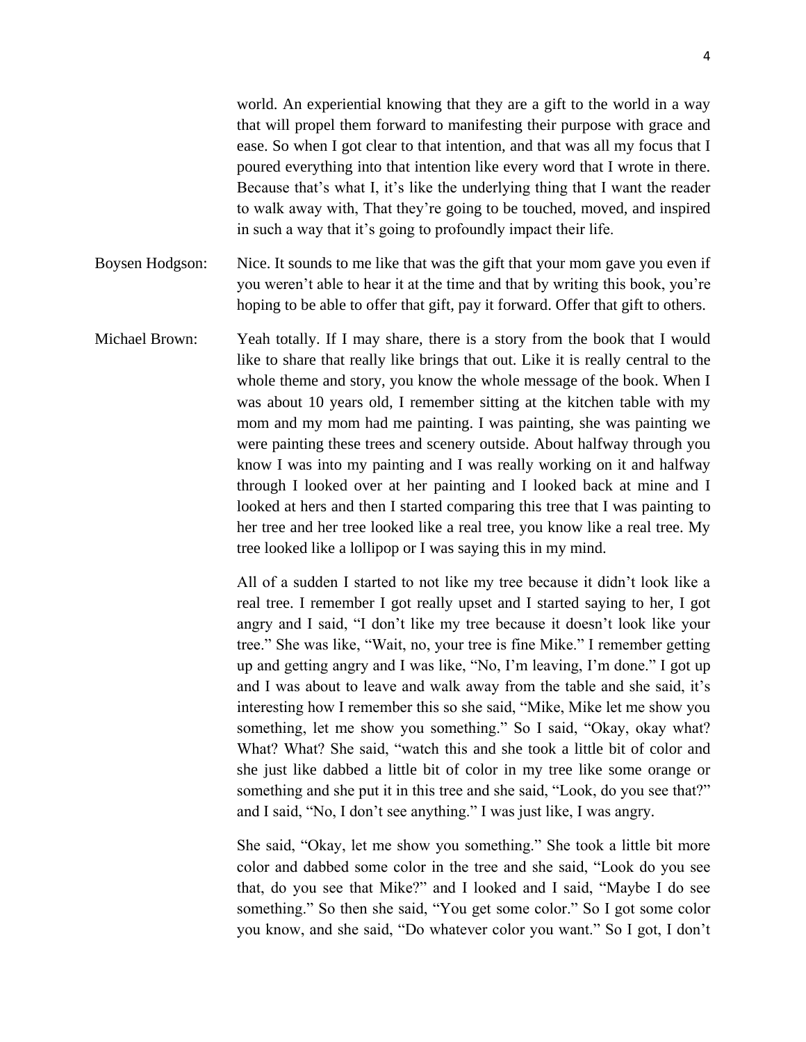world. An experiential knowing that they are a gift to the world in a way that will propel them forward to manifesting their purpose with grace and ease. So when I got clear to that intention, and that was all my focus that I poured everything into that intention like every word that I wrote in there. Because that's what I, it's like the underlying thing that I want the reader to walk away with, That they're going to be touched, moved, and inspired in such a way that it's going to profoundly impact their life.

Boysen Hodgson: Nice. It sounds to me like that was the gift that your mom gave you even if you weren't able to hear it at the time and that by writing this book, you're hoping to be able to offer that gift, pay it forward. Offer that gift to others.

Michael Brown: Yeah totally. If I may share, there is a story from the book that I would like to share that really like brings that out. Like it is really central to the whole theme and story, you know the whole message of the book. When I was about 10 years old, I remember sitting at the kitchen table with my mom and my mom had me painting. I was painting, she was painting we were painting these trees and scenery outside. About halfway through you know I was into my painting and I was really working on it and halfway through I looked over at her painting and I looked back at mine and I looked at hers and then I started comparing this tree that I was painting to her tree and her tree looked like a real tree, you know like a real tree. My tree looked like a lollipop or I was saying this in my mind.

All of a sudden I started to not like my tree because it didn't look like a real tree. I remember I got really upset and I started saying to her, I got angry and I said, "I don't like my tree because it doesn't look like your tree." She was like, "Wait, no, your tree is fine Mike." I remember getting up and getting angry and I was like, "No, I'm leaving, I'm done." I got up and I was about to leave and walk away from the table and she said, it's interesting how I remember this so she said, "Mike, Mike let me show you something, let me show you something." So I said, "Okay, okay what? What? What? She said, "watch this and she took a little bit of color and she just like dabbed a little bit of color in my tree like some orange or something and she put it in this tree and she said, "Look, do you see that?" and I said, "No, I don't see anything." I was just like, I was angry.

She said, "Okay, let me show you something." She took a little bit more color and dabbed some color in the tree and she said, "Look do you see that, do you see that Mike?" and I looked and I said, "Maybe I do see something." So then she said, "You get some color." So I got some color you know, and she said, "Do whatever color you want." So I got, I don't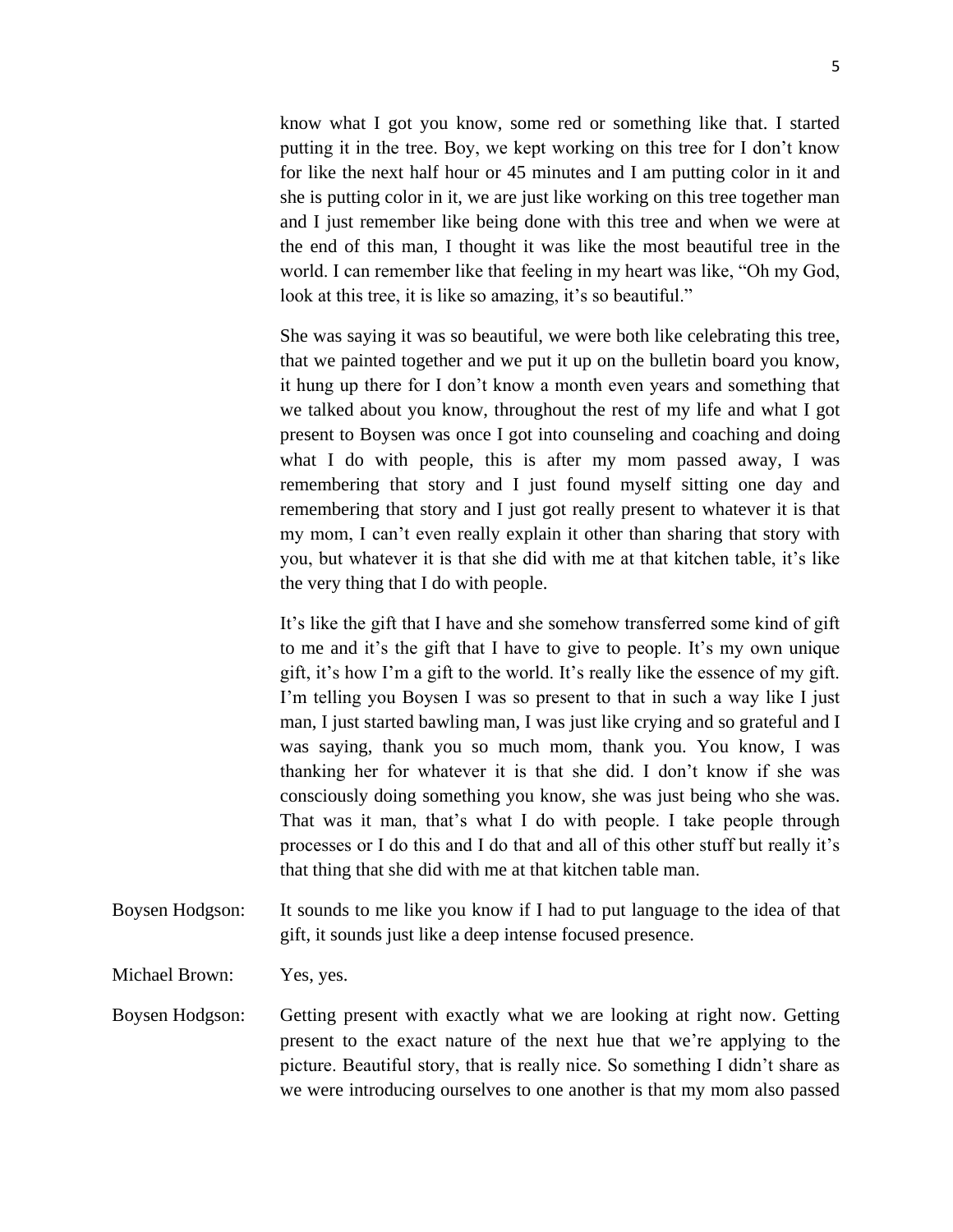know what I got you know, some red or something like that. I started putting it in the tree. Boy, we kept working on this tree for I don't know for like the next half hour or 45 minutes and I am putting color in it and she is putting color in it, we are just like working on this tree together man and I just remember like being done with this tree and when we were at the end of this man, I thought it was like the most beautiful tree in the world. I can remember like that feeling in my heart was like, "Oh my God, look at this tree, it is like so amazing, it's so beautiful."

She was saying it was so beautiful, we were both like celebrating this tree, that we painted together and we put it up on the bulletin board you know, it hung up there for I don't know a month even years and something that we talked about you know, throughout the rest of my life and what I got present to Boysen was once I got into counseling and coaching and doing what I do with people, this is after my mom passed away, I was remembering that story and I just found myself sitting one day and remembering that story and I just got really present to whatever it is that my mom, I can't even really explain it other than sharing that story with you, but whatever it is that she did with me at that kitchen table, it's like the very thing that I do with people.

It's like the gift that I have and she somehow transferred some kind of gift to me and it's the gift that I have to give to people. It's my own unique gift, it's how I'm a gift to the world. It's really like the essence of my gift. I'm telling you Boysen I was so present to that in such a way like I just man, I just started bawling man, I was just like crying and so grateful and I was saying, thank you so much mom, thank you. You know, I was thanking her for whatever it is that she did. I don't know if she was consciously doing something you know, she was just being who she was. That was it man, that's what I do with people. I take people through processes or I do this and I do that and all of this other stuff but really it's that thing that she did with me at that kitchen table man.

Boysen Hodgson: It sounds to me like you know if I had to put language to the idea of that gift, it sounds just like a deep intense focused presence.

Michael Brown: Yes, yes.

Boysen Hodgson: Getting present with exactly what we are looking at right now. Getting present to the exact nature of the next hue that we're applying to the picture. Beautiful story, that is really nice. So something I didn't share as we were introducing ourselves to one another is that my mom also passed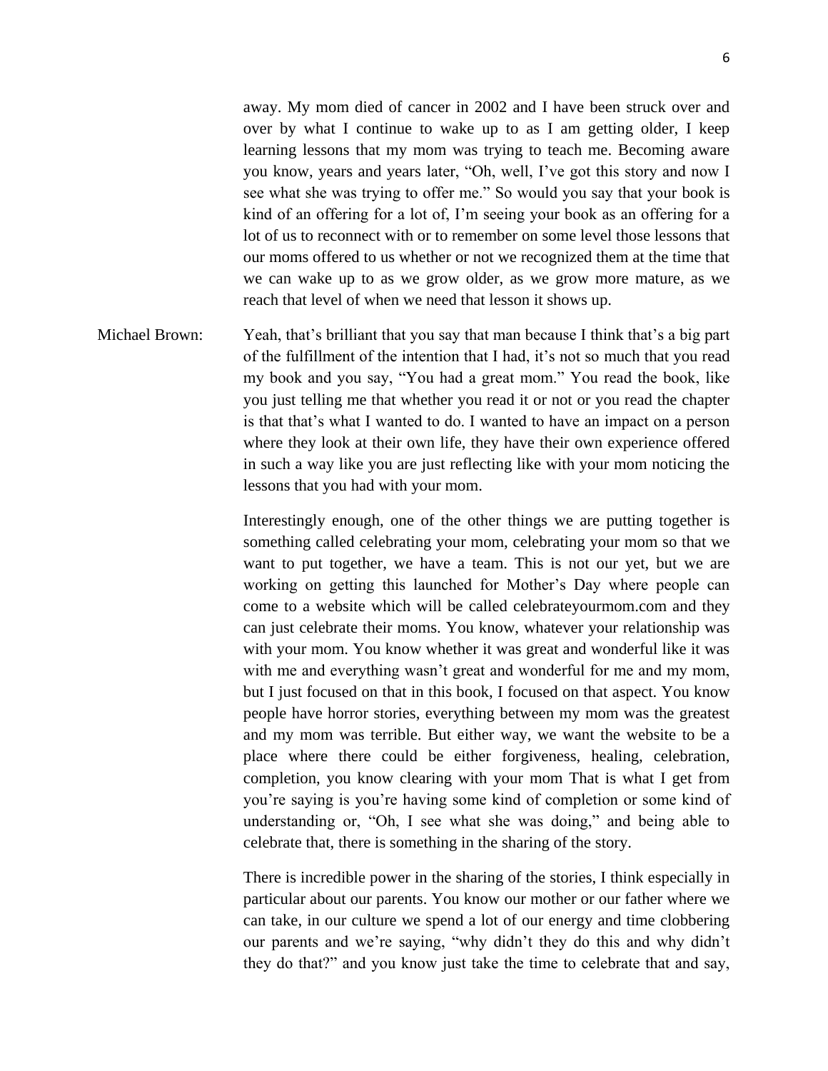away. My mom died of cancer in 2002 and I have been struck over and over by what I continue to wake up to as I am getting older, I keep learning lessons that my mom was trying to teach me. Becoming aware you know, years and years later, "Oh, well, I've got this story and now I see what she was trying to offer me." So would you say that your book is kind of an offering for a lot of, I'm seeing your book as an offering for a lot of us to reconnect with or to remember on some level those lessons that our moms offered to us whether or not we recognized them at the time that we can wake up to as we grow older, as we grow more mature, as we reach that level of when we need that lesson it shows up.

Michael Brown: Yeah, that's brilliant that you say that man because I think that's a big part of the fulfillment of the intention that I had, it's not so much that you read my book and you say, "You had a great mom." You read the book, like you just telling me that whether you read it or not or you read the chapter is that that's what I wanted to do. I wanted to have an impact on a person where they look at their own life, they have their own experience offered in such a way like you are just reflecting like with your mom noticing the lessons that you had with your mom.

Interestingly enough, one of the other things we are putting together is something called celebrating your mom, celebrating your mom so that we want to put together, we have a team. This is not our yet, but we are working on getting this launched for Mother's Day where people can come to a website which will be called celebrateyourmom.com and they can just celebrate their moms. You know, whatever your relationship was with your mom. You know whether it was great and wonderful like it was with me and everything wasn't great and wonderful for me and my mom, but I just focused on that in this book, I focused on that aspect. You know people have horror stories, everything between my mom was the greatest and my mom was terrible. But either way, we want the website to be a place where there could be either forgiveness, healing, celebration, completion, you know clearing with your mom That is what I get from you're saying is you're having some kind of completion or some kind of understanding or, "Oh, I see what she was doing," and being able to celebrate that, there is something in the sharing of the story.

There is incredible power in the sharing of the stories, I think especially in particular about our parents. You know our mother or our father where we can take, in our culture we spend a lot of our energy and time clobbering our parents and we're saying, "why didn't they do this and why didn't they do that?" and you know just take the time to celebrate that and say,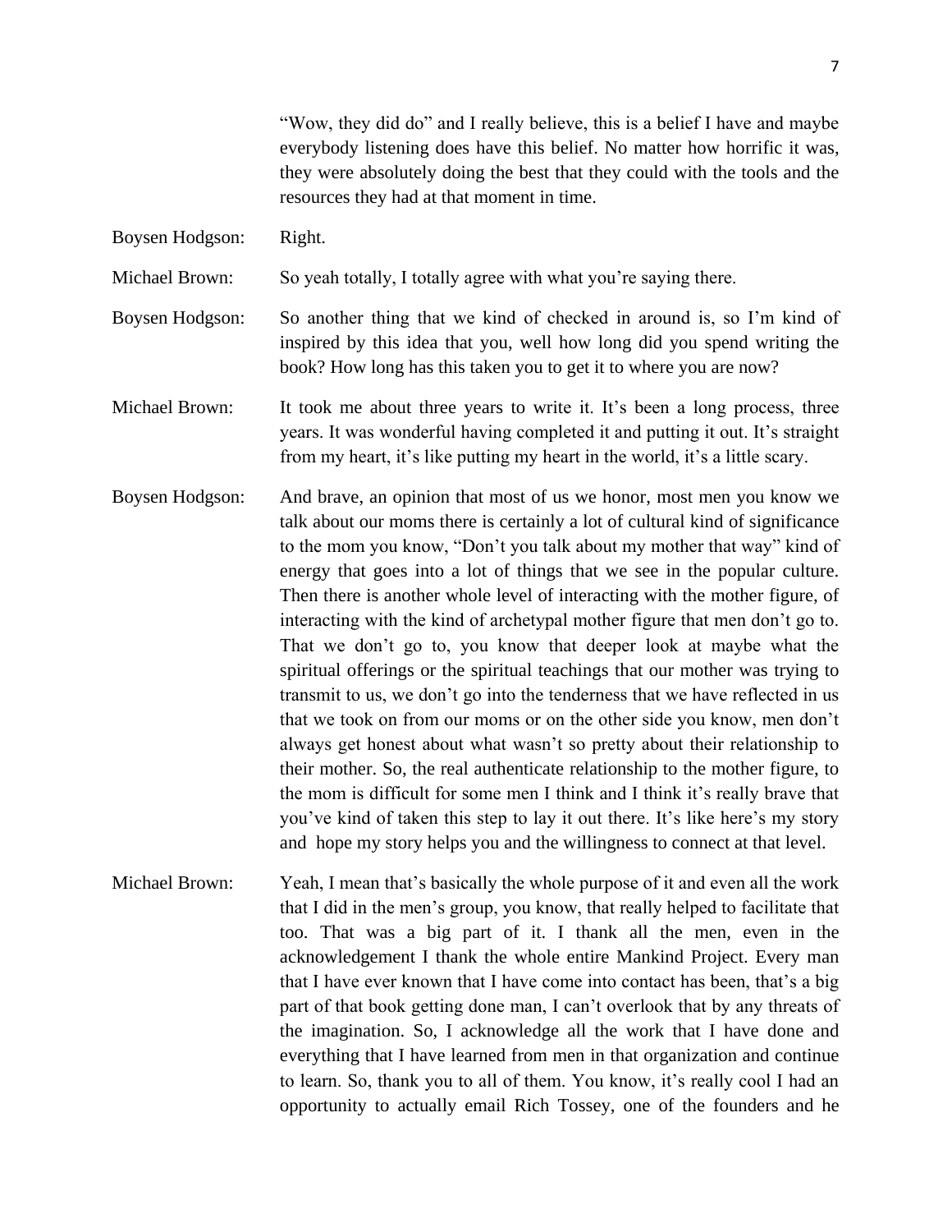"Wow, they did do" and I really believe, this is a belief I have and maybe everybody listening does have this belief. No matter how horrific it was, they were absolutely doing the best that they could with the tools and the resources they had at that moment in time.

Boysen Hodgson: Right.

Michael Brown: So yeah totally, I totally agree with what you're saying there.

Boysen Hodgson: So another thing that we kind of checked in around is, so I'm kind of inspired by this idea that you, well how long did you spend writing the book? How long has this taken you to get it to where you are now?

Michael Brown: It took me about three years to write it. It's been a long process, three years. It was wonderful having completed it and putting it out. It's straight from my heart, it's like putting my heart in the world, it's a little scary.

Boysen Hodgson: And brave, an opinion that most of us we honor, most men you know we talk about our moms there is certainly a lot of cultural kind of significance to the mom you know, "Don't you talk about my mother that way" kind of energy that goes into a lot of things that we see in the popular culture. Then there is another whole level of interacting with the mother figure, of interacting with the kind of archetypal mother figure that men don't go to. That we don't go to, you know that deeper look at maybe what the spiritual offerings or the spiritual teachings that our mother was trying to transmit to us, we don't go into the tenderness that we have reflected in us that we took on from our moms or on the other side you know, men don't always get honest about what wasn't so pretty about their relationship to their mother. So, the real authenticate relationship to the mother figure, to the mom is difficult for some men I think and I think it's really brave that you've kind of taken this step to lay it out there. It's like here's my story and hope my story helps you and the willingness to connect at that level.

Michael Brown: Yeah, I mean that's basically the whole purpose of it and even all the work that I did in the men's group, you know, that really helped to facilitate that too. That was a big part of it. I thank all the men, even in the acknowledgement I thank the whole entire Mankind Project. Every man that I have ever known that I have come into contact has been, that's a big part of that book getting done man, I can't overlook that by any threats of the imagination. So, I acknowledge all the work that I have done and everything that I have learned from men in that organization and continue to learn. So, thank you to all of them. You know, it's really cool I had an opportunity to actually email Rich Tossey, one of the founders and he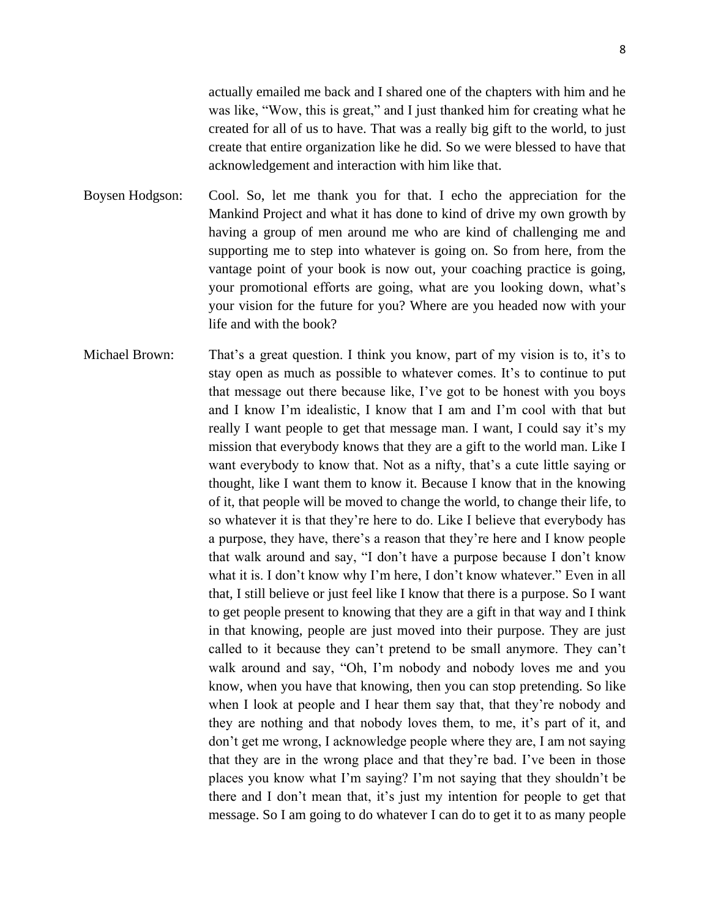actually emailed me back and I shared one of the chapters with him and he was like, "Wow, this is great," and I just thanked him for creating what he created for all of us to have. That was a really big gift to the world, to just create that entire organization like he did. So we were blessed to have that acknowledgement and interaction with him like that.

Boysen Hodgson: Cool. So, let me thank you for that. I echo the appreciation for the Mankind Project and what it has done to kind of drive my own growth by having a group of men around me who are kind of challenging me and supporting me to step into whatever is going on. So from here, from the vantage point of your book is now out, your coaching practice is going, your promotional efforts are going, what are you looking down, what's your vision for the future for you? Where are you headed now with your life and with the book?

Michael Brown: That's a great question. I think you know, part of my vision is to, it's to stay open as much as possible to whatever comes. It's to continue to put that message out there because like, I've got to be honest with you boys and I know I'm idealistic, I know that I am and I'm cool with that but really I want people to get that message man. I want, I could say it's my mission that everybody knows that they are a gift to the world man. Like I want everybody to know that. Not as a nifty, that's a cute little saying or thought, like I want them to know it. Because I know that in the knowing of it, that people will be moved to change the world, to change their life, to so whatever it is that they're here to do. Like I believe that everybody has a purpose, they have, there's a reason that they're here and I know people that walk around and say, "I don't have a purpose because I don't know what it is. I don't know why I'm here, I don't know whatever." Even in all that, I still believe or just feel like I know that there is a purpose. So I want to get people present to knowing that they are a gift in that way and I think in that knowing, people are just moved into their purpose. They are just called to it because they can't pretend to be small anymore. They can't walk around and say, "Oh, I'm nobody and nobody loves me and you know, when you have that knowing, then you can stop pretending. So like when I look at people and I hear them say that, that they're nobody and they are nothing and that nobody loves them, to me, it's part of it, and don't get me wrong, I acknowledge people where they are, I am not saying that they are in the wrong place and that they're bad. I've been in those places you know what I'm saying? I'm not saying that they shouldn't be there and I don't mean that, it's just my intention for people to get that message. So I am going to do whatever I can do to get it to as many people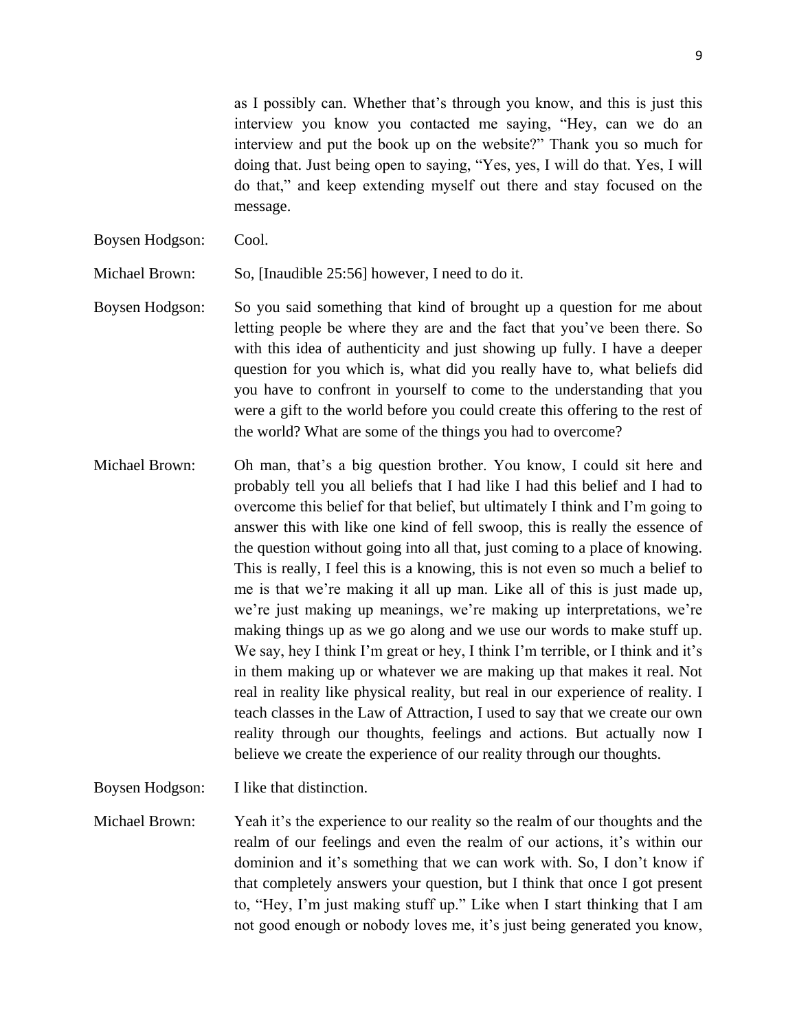as I possibly can. Whether that's through you know, and this is just this interview you know you contacted me saying, "Hey, can we do an interview and put the book up on the website?" Thank you so much for doing that. Just being open to saying, "Yes, yes, I will do that. Yes, I will do that," and keep extending myself out there and stay focused on the message.

Boysen Hodgson: Cool.

Michael Brown: So, [Inaudible 25:56] however, I need to do it.

Boysen Hodgson: So you said something that kind of brought up a question for me about letting people be where they are and the fact that you've been there. So with this idea of authenticity and just showing up fully. I have a deeper question for you which is, what did you really have to, what beliefs did you have to confront in yourself to come to the understanding that you were a gift to the world before you could create this offering to the rest of the world? What are some of the things you had to overcome?

Michael Brown: Oh man, that's a big question brother. You know, I could sit here and probably tell you all beliefs that I had like I had this belief and I had to overcome this belief for that belief, but ultimately I think and I'm going to answer this with like one kind of fell swoop, this is really the essence of the question without going into all that, just coming to a place of knowing. This is really, I feel this is a knowing, this is not even so much a belief to me is that we're making it all up man. Like all of this is just made up, we're just making up meanings, we're making up interpretations, we're making things up as we go along and we use our words to make stuff up. We say, hey I think I'm great or hey, I think I'm terrible, or I think and it's in them making up or whatever we are making up that makes it real. Not real in reality like physical reality, but real in our experience of reality. I teach classes in the Law of Attraction, I used to say that we create our own reality through our thoughts, feelings and actions. But actually now I believe we create the experience of our reality through our thoughts.

Boysen Hodgson: I like that distinction.

Michael Brown: Yeah it's the experience to our reality so the realm of our thoughts and the realm of our feelings and even the realm of our actions, it's within our dominion and it's something that we can work with. So, I don't know if that completely answers your question, but I think that once I got present to, "Hey, I'm just making stuff up." Like when I start thinking that I am not good enough or nobody loves me, it's just being generated you know,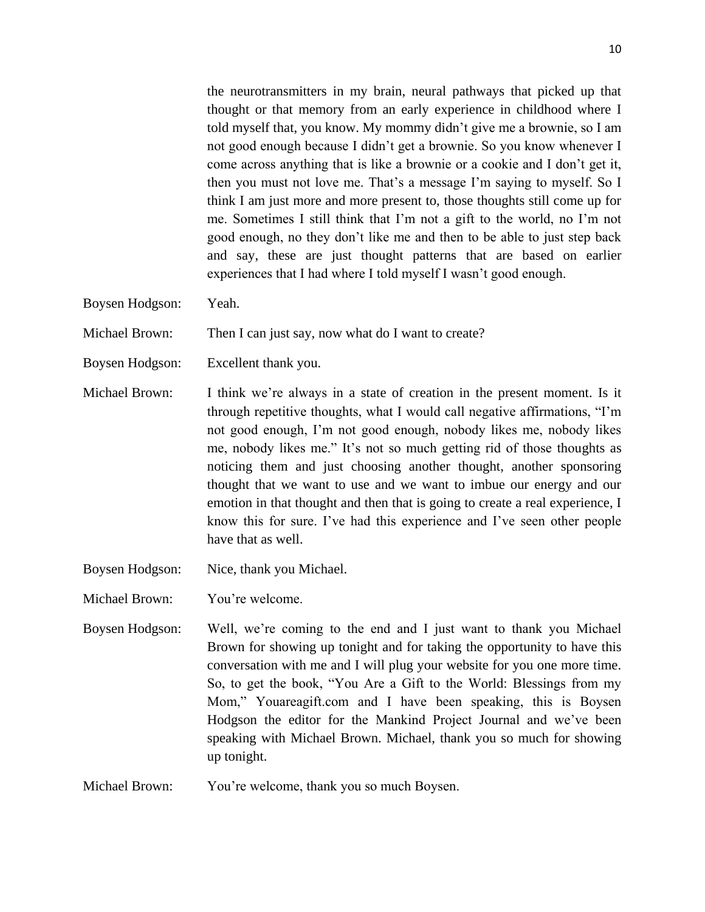the neurotransmitters in my brain, neural pathways that picked up that thought or that memory from an early experience in childhood where I told myself that, you know. My mommy didn't give me a brownie, so I am not good enough because I didn't get a brownie. So you know whenever I come across anything that is like a brownie or a cookie and I don't get it, then you must not love me. That's a message I'm saying to myself. So I think I am just more and more present to, those thoughts still come up for me. Sometimes I still think that I'm not a gift to the world, no I'm not good enough, no they don't like me and then to be able to just step back and say, these are just thought patterns that are based on earlier experiences that I had where I told myself I wasn't good enough.

Boysen Hodgson: Yeah.

Michael Brown: Then I can just say, now what do I want to create?

Boysen Hodgson: Excellent thank you.

Michael Brown: I think we're always in a state of creation in the present moment. Is it through repetitive thoughts, what I would call negative affirmations, "I'm not good enough, I'm not good enough, nobody likes me, nobody likes me, nobody likes me." It's not so much getting rid of those thoughts as noticing them and just choosing another thought, another sponsoring thought that we want to use and we want to imbue our energy and our emotion in that thought and then that is going to create a real experience, I know this for sure. I've had this experience and I've seen other people have that as well.

Boysen Hodgson: Nice, thank you Michael.

Michael Brown: You're welcome.

Boysen Hodgson: Well, we're coming to the end and I just want to thank you Michael Brown for showing up tonight and for taking the opportunity to have this conversation with me and I will plug your website for you one more time. So, to get the book, "You Are a Gift to the World: Blessings from my Mom," Youareagift.com and I have been speaking, this is Boysen Hodgson the editor for the Mankind Project Journal and we've been speaking with Michael Brown. Michael, thank you so much for showing up tonight.

Michael Brown: You're welcome, thank you so much Boysen.